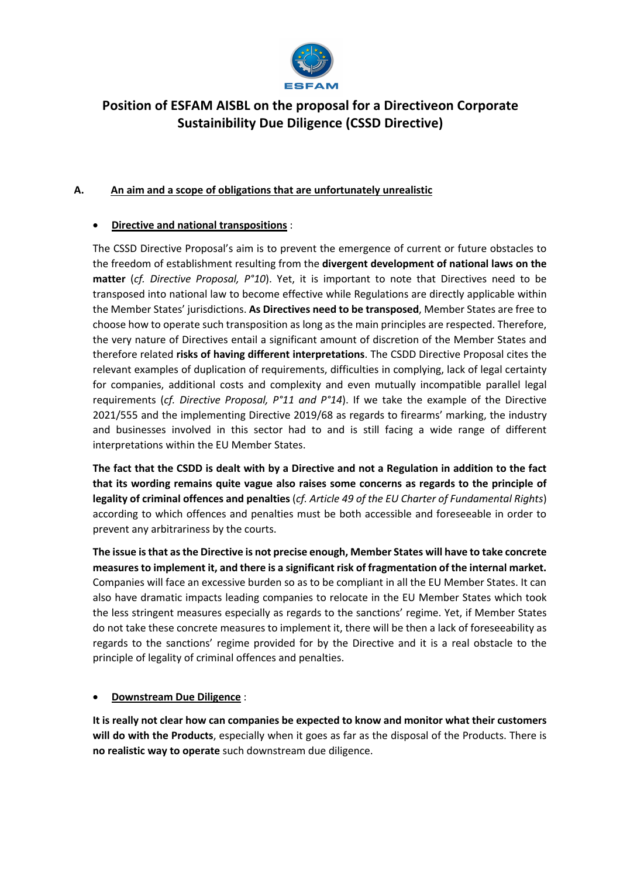ESFAM

# Position of ESFAM AISBL on the proposal for a Directiveon Corporate Sustainibility Due Diligence (CSSD Directive)

## A. An aim and a scope of obligations that are unfortunately unrealistic

- **Directive and national transpositions** :

The CSSD Directive Proposal's aim is to prevent the emergence of current or future obstacles to the freedom of establishment resulting from the **divergent development of national laws on the matter** (*cf. Directive Proposal, P°10*). Yet, it is important to note that Directives need to be transposed into national law to become effective while Regulations are directly applicable within the Member States' jurisdictions. **As Directives need to be transposed**, Member States are free to choose how to operate such transposition as long as the main principles are respected. Therefore, the very nature of Directives entail a significant amount of discretion of the Member States and therefore related **risks of having different interpretations**. The CSDD Directive Proposal cites the relevant examples of duplication of requirements, difficulties in complying, lack of legal certainty for companies, additional costs and complexity and even mutually incompatible parallel legal requirements (*cf. Directive Proposal, P°11 and P°14*). If we take the example of the Directive 2021/555 and the implementing Directive 2019/68 as regards to firearms' marking, the industry and businesses involved in this sector had to and is still facing a wide range of different interpretations within the EU Member States.

**The fact that the CSDD is dealt with by a Directive and not a Regulation in addition to the fact that its wording remains quite vague also raises some concerns as regards to the principle of legality of criminal offences and penalties** (*cf. Article 49 of the EU Charter of Fundamental Rights*) according to which offences and penalties must be both accessible and foreseeable in order to prevent any arbitrariness by the courts.

**The issue is that as the Directive is not precise enough, Member States will have to take concrete measures to implement it, and there is a significant risk of fragmentation of the internal market.** Companies will face an excessive burden so as to be compliant in all the EU Member States. It can also have dramatic impacts leading companies to relocate in the EU Member States which took the less stringent measures especially as regards to the sanctions' regime. Yet, if Member States do not take these concrete measures to implement it, there will be then a lack of foreseeability as regards to the sanctions' regime provided for by the Directive and it is a real obstacle to the principle of legality of criminal offences and penalties.

- **Downstream Due Diligence** :

**It is really not clear how can companies be expected to know and monitor what their customers will do with the Products**, especially when it goes as far as the disposal of the Products. There is **no realistic way to operate** such downstream due diligence.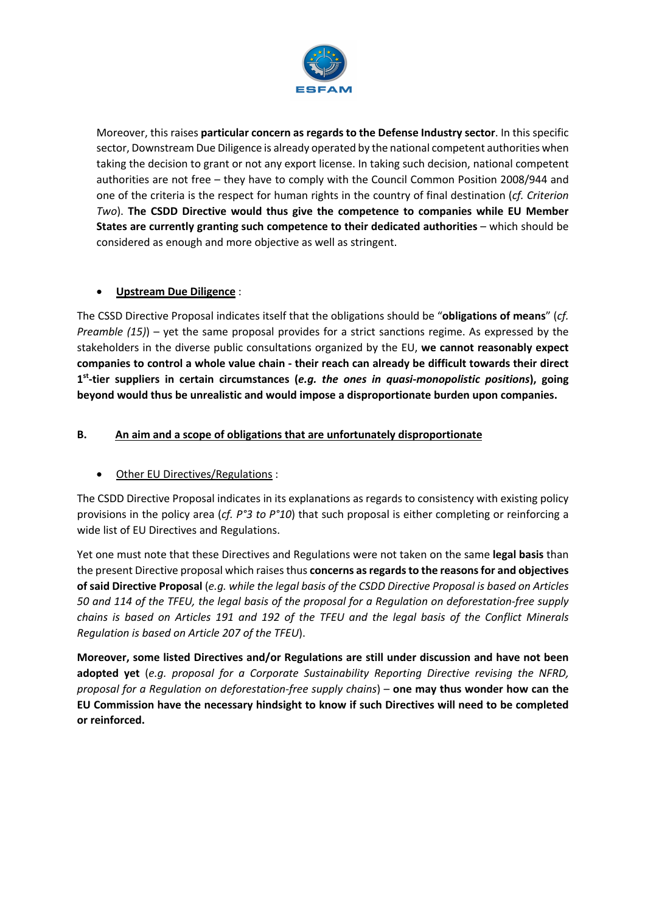Moreover, this raises **particular concern as regards to the Defense Industry sector**. In this specific sector, Downstream Due Diligence is already operated by the national competent authorities when taking the decision to grant or not any export license. In taking such decision, national competent authorities are not free – they have to comply with the Council Common Position 2008/944 and one of the criteria is the respect for human rights in the country of final destination (*cf. Criterion Two*). **The CSDD Directive would thus give the competence to companies while EU Member States are currently granting such competence to their dedicated authorities** – which should be considered as enough and more objective as well as stringent.

- <u>**Upstream Due Diligence**</u> :

The CSSD Directive Proposal indicates itself that the obligations should be "**obligations of means**" (*cf. Preamble (15)*) – yet the same proposal provides for a strict sanctions regime. As expressed by the stakeholders in the diverse public consultations organized by the EU, **we cannot reasonably expect companies to control a whole value chain - their reach can already be difficult towards their direct 1st-tier suppliers in certain circumstances (*e.g. the ones in quasi-monopolistic positions*), going beyond would thus be unrealistic and would impose a disproportionate burden upon companies.**

### B. <u>An aim and a scope of obligations that are unfortunately disproportionate</u>

- <u>Other EU Directives/Regulations</u> :

The CSDD Directive Proposal indicates in its explanations as regards to consistency with existing policy provisions in the policy area (*cf. P°3 to P°10*) that such proposal is either completing or reinforcing a wide list of EU Directives and Regulations.

Yet one must note that these Directives and Regulations were not taken on the same **legal basis** than the present Directive proposal which raises thus **concerns as regards to the reasons for and objectives of said Directive Proposal** (*e.g. while the legal basis of the CSDD Directive Proposal is based on Articles 50 and 114 of the TFEU, the legal basis of the proposal for a Regulation on deforestation-free supply chains is based on Articles 191 and 192 of the TFEU and the legal basis of the Conflict Minerals Regulation is based on Article 207 of the TFEU*).

**Moreover, some listed Directives and/or Regulations are still under discussion and have not been adopted yet** (*e.g. proposal for a Corporate Sustainability Reporting Directive revising the NFRD, proposal for a Regulation on deforestation-free supply chains*) – **one may thus wonder how can the EU Commission have the necessary hindsight to know if such Directives will need to be completed or reinforced.**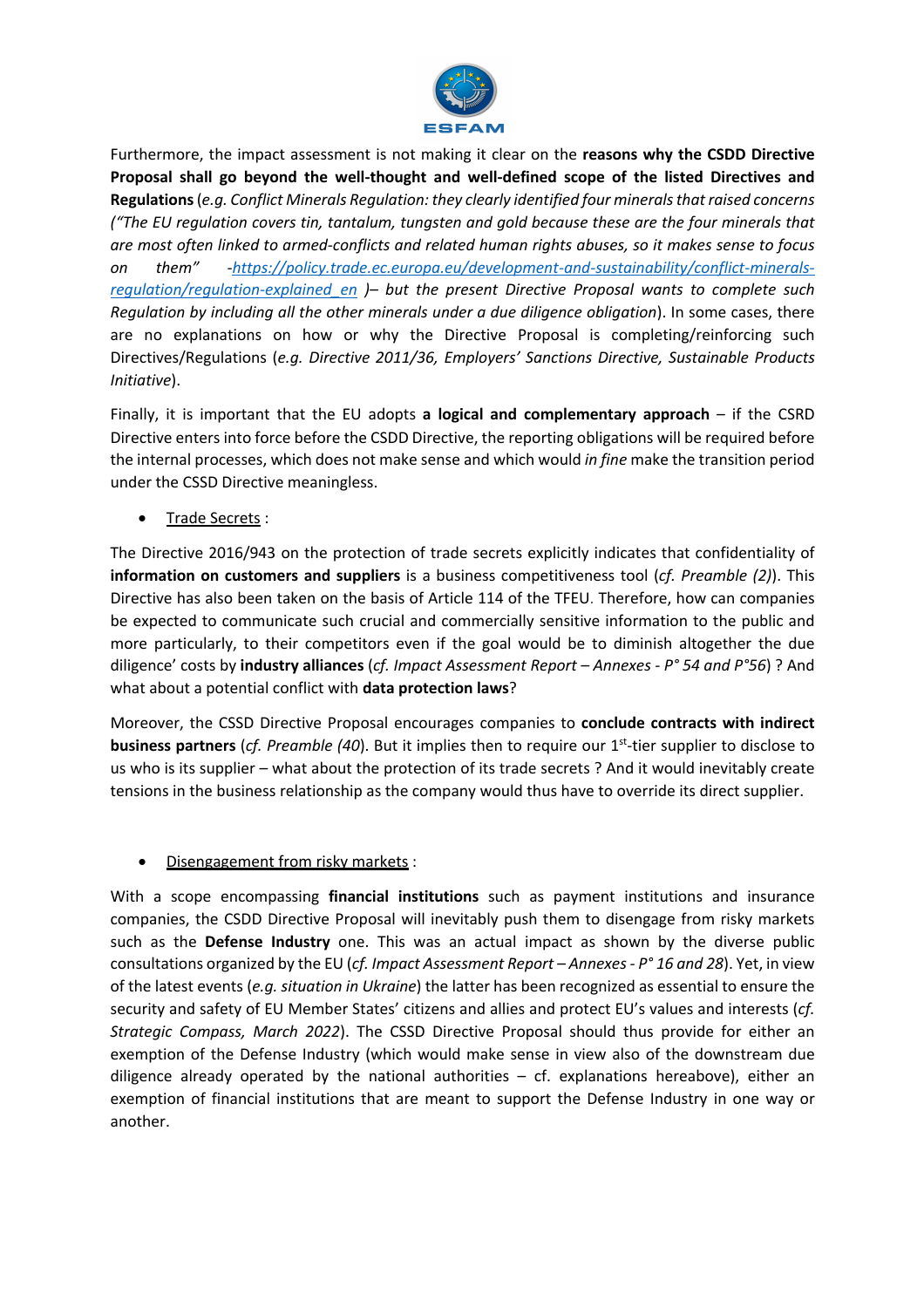Furthermore, the impact assessment is not making it clear on the **reasons why the CSDD Directive Proposal shall go beyond the well-thought and well-defined scope of the listed Directives and Regulations** (*e.g. Conflict Minerals Regulation: they clearly identified four minerals that raised concerns ("The EU regulation covers tin, tantalum, tungsten and gold because these are the four minerals that are most often linked to armed-conflicts and related human rights abuses, so it makes sense to focus on them" -[https://policy.trade.ec.europa.eu/development-and-sustainability/conflict-minerals-regulation/regulation-explained_en](https://policy.trade.ec.europa.eu/development-and-sustainability/conflict-minerals-regulation/regulation-explained_en) )– but the present Directive Proposal wants to complete such Regulation by including all the other minerals under a due diligence obligation*). In some cases, there are no explanations on how or why the Directive Proposal is completing/reinforcing such Directives/Regulations (*e.g. Directive 2011/36, Employers' Sanctions Directive, Sustainable Products Initiative*).

Finally, it is important that the EU adopts **a logical and complementary approach** – if the CSRD Directive enters into force before the CSDD Directive, the reporting obligations will be required before the internal processes, which does not make sense and which would *in fine* make the transition period under the CSSD Directive meaningless.

- Trade Secrets :

The Directive 2016/943 on the protection of trade secrets explicitly indicates that confidentiality of **information on customers and suppliers** is a business competitiveness tool (*cf. Preamble (2)*). This Directive has also been taken on the basis of Article 114 of the TFEU. Therefore, how can companies be expected to communicate such crucial and commercially sensitive information to the public and more particularly, to their competitors even if the goal would be to diminish altogether the due diligence' costs by **industry alliances** (*cf. Impact Assessment Report – Annexes - P° 54 and P°56*) ? And what about a potential conflict with **data protection laws**?

Moreover, the CSSD Directive Proposal encourages companies to **conclude contracts with indirect business partners** (*cf. Preamble (40*). But it implies then to require our 1st-tier supplier to disclose to us who is its supplier – what about the protection of its trade secrets ? And it would inevitably create tensions in the business relationship as the company would thus have to override its direct supplier.

- Disengagement from risky markets :

With a scope encompassing **financial institutions** such as payment institutions and insurance companies, the CSDD Directive Proposal will inevitably push them to disengage from risky markets such as the **Defense Industry** one. This was an actual impact as shown by the diverse public consultations organized by the EU (*cf. Impact Assessment Report – Annexes - P° 16 and 28*). Yet, in view of the latest events (*e.g. situation in Ukraine*) the latter has been recognized as essential to ensure the security and safety of EU Member States' citizens and allies and protect EU's values and interests (*cf. Strategic Compass, March 2022*). The CSSD Directive Proposal should thus provide for either an exemption of the Defense Industry (which would make sense in view also of the downstream due diligence already operated by the national authorities – cf. explanations hereabove), either an exemption of financial institutions that are meant to support the Defense Industry in one way or another.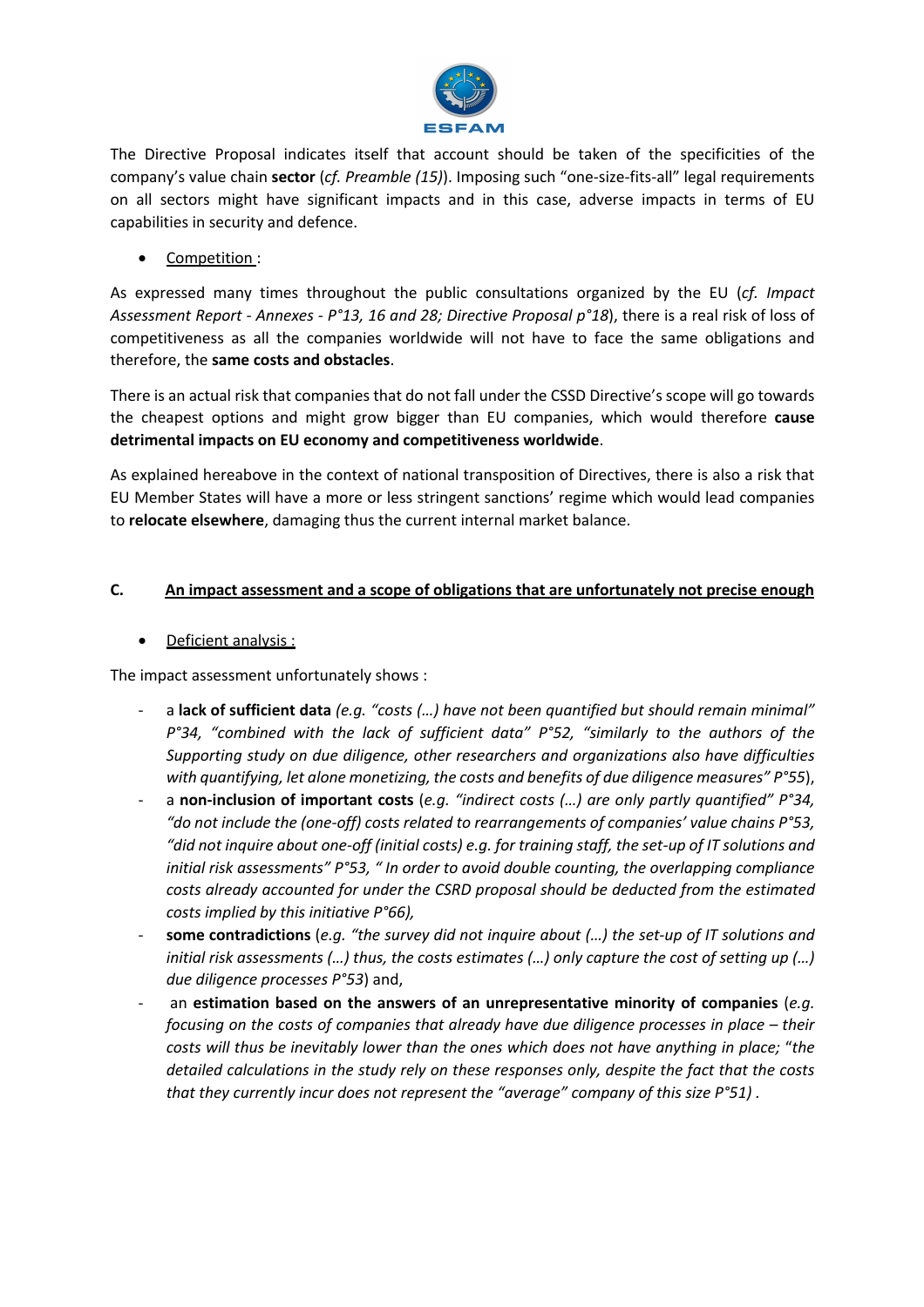The Directive Proposal indicates itself that account should be taken of the specificities of the company's value chain **sector** (*cf. Preamble (15)*). Imposing such "one-size-fits-all" legal requirements on all sectors might have significant impacts and in this case, adverse impacts in terms of EU capabilities in security and defence.

- Competition :

As expressed many times throughout the public consultations organized by the EU (*cf. Impact Assessment Report - Annexes - P°13, 16 and 28; Directive Proposal p°18*), there is a real risk of loss of competitiveness as all the companies worldwide will not have to face the same obligations and therefore, the **same costs and obstacles**.

There is an actual risk that companies that do not fall under the CSSD Directive's scope will go towards the cheapest options and might grow bigger than EU companies, which would therefore **cause detrimental impacts on EU economy and competitiveness worldwide**.

As explained hereabove in the context of national transposition of Directives, there is also a risk that EU Member States will have a more or less stringent sanctions' regime which would lead companies to **relocate elsewhere**, damaging thus the current internal market balance.

### C. An impact assessment and a scope of obligations that are unfortunately not precise enough

- Deficient analysis :

The impact assessment unfortunately shows :

- a **lack of sufficient data** *(e.g. "costs (…) have not been quantified but should remain minimal" P°34, "combined with the lack of sufficient data" P°52, "similarly to the authors of the Supporting study on due diligence, other researchers and organizations also have difficulties with quantifying, let alone monetizing, the costs and benefits of due diligence measures" P°55*),
- a **non-inclusion of important costs** (*e.g. "indirect costs (…) are only partly quantified" P°34, "do not include the (one-off) costs related to rearrangements of companies' value chains P°53, "did not inquire about one-off (initial costs) e.g. for training staff, the set-up of IT solutions and initial risk assessments" P°53, " In order to avoid double counting, the overlapping compliance costs already accounted for under the CSRD proposal should be deducted from the estimated costs implied by this initiative P°66),*
- **some contradictions** (*e.g. "the survey did not inquire about (…) the set-up of IT solutions and initial risk assessments (…) thus, the costs estimates (…) only capture the cost of setting up (…) due diligence processes P°53*) and,
- an **estimation based on the answers of an unrepresentative minority of companies** (*e.g. focusing on the costs of companies that already have due diligence processes in place – their costs will thus be inevitably lower than the ones which does not have anything in place; "the detailed calculations in the study rely on these responses only, despite the fact that the costs that they currently incur does not represent the "average" company of this size P°51) .*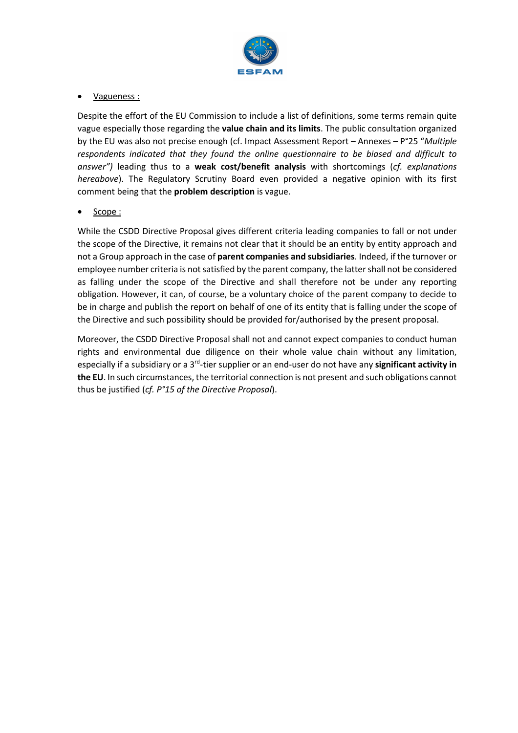- Vagueness :

Despite the effort of the EU Commission to include a list of definitions, some terms remain quite vague especially those regarding the **value chain and its limits**. The public consultation organized by the EU was also not precise enough (cf. Impact Assessment Report – Annexes – P°25 "*Multiple respondents indicated that they found the online questionnaire to be biased and difficult to answer")* leading thus to a **weak cost/benefit analysis** with shortcomings (*cf. explanations hereabove*). The Regulatory Scrutiny Board even provided a negative opinion with its first comment being that the **problem description** is vague.

- Scope :

While the CSDD Directive Proposal gives different criteria leading companies to fall or not under the scope of the Directive, it remains not clear that it should be an entity by entity approach and not a Group approach in the case of **parent companies and subsidiaries**. Indeed, if the turnover or employee number criteria is not satisfied by the parent company, the latter shall not be considered as falling under the scope of the Directive and shall therefore not be under any reporting obligation. However, it can, of course, be a voluntary choice of the parent company to decide to be in charge and publish the report on behalf of one of its entity that is falling under the scope of the Directive and such possibility should be provided for/authorised by the present proposal.

Moreover, the CSDD Directive Proposal shall not and cannot expect companies to conduct human rights and environmental due diligence on their whole value chain without any limitation, especially if a subsidiary or a 3rd-tier supplier or an end-user do not have any **significant activity in the EU**. In such circumstances, the territorial connection is not present and such obligations cannot thus be justified (*cf. P°15 of the Directive Proposal*).